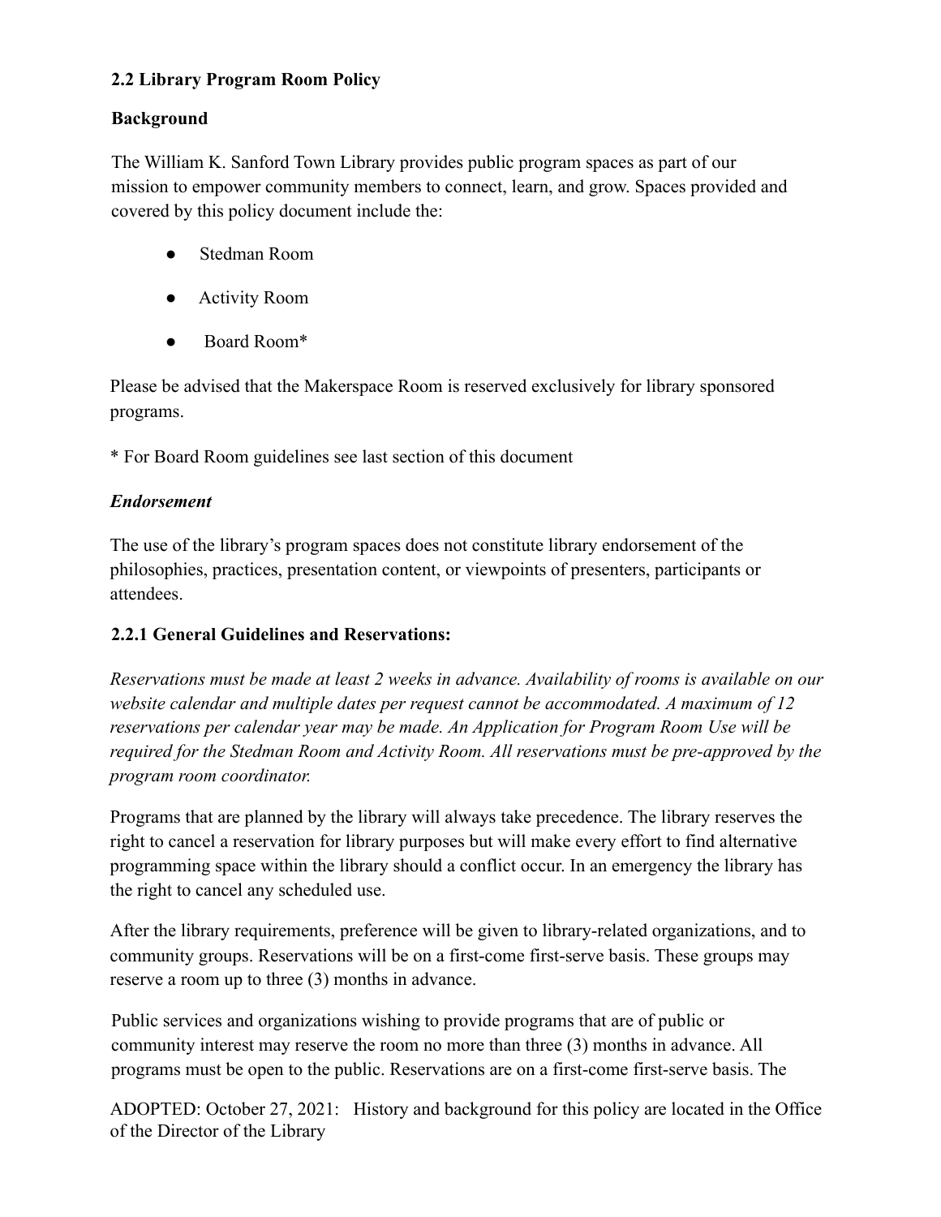## 2.2 Library Program Room Policy

**Background**

The William K. Sanford Town Library provides public program spaces as part of our mission to empower community members to connect, learn, and grow. Spaces provided and covered by this policy document include the:

- Stedman Room
- Activity Room
- Board Room*

Please be advised that the Makerspace Room is reserved exclusively for library sponsored programs.

* For Board Room guidelines see last section of this document

***Endorsement***

The use of the library's program spaces does not constitute library endorsement of the philosophies, practices, presentation content, or viewpoints of presenters, participants or attendees.

### 2.2.1 General Guidelines and Reservations:

*Reservations must be made at least 2 weeks in advance. Availability of rooms is available on our website calendar and multiple dates per request cannot be accommodated. A maximum of 12 reservations per calendar year may be made. An Application for Program Room Use will be required for the Stedman Room and Activity Room. All reservations must be pre-approved by the program room coordinator.*

Programs that are planned by the library will always take precedence. The library reserves the right to cancel a reservation for library purposes but will make every effort to find alternative programming space within the library should a conflict occur. In an emergency the library has the right to cancel any scheduled use.

After the library requirements, preference will be given to library-related organizations, and to community groups. Reservations will be on a first-come first-serve basis. These groups may reserve a room up to three (3) months in advance.

Public services and organizations wishing to provide programs that are of public or community interest may reserve the room no more than three (3) months in advance. All programs must be open to the public. Reservations are on a first-come first-serve basis. The

ADOPTED: October 27, 2021: History and background for this policy are located in the Office of the Director of the Library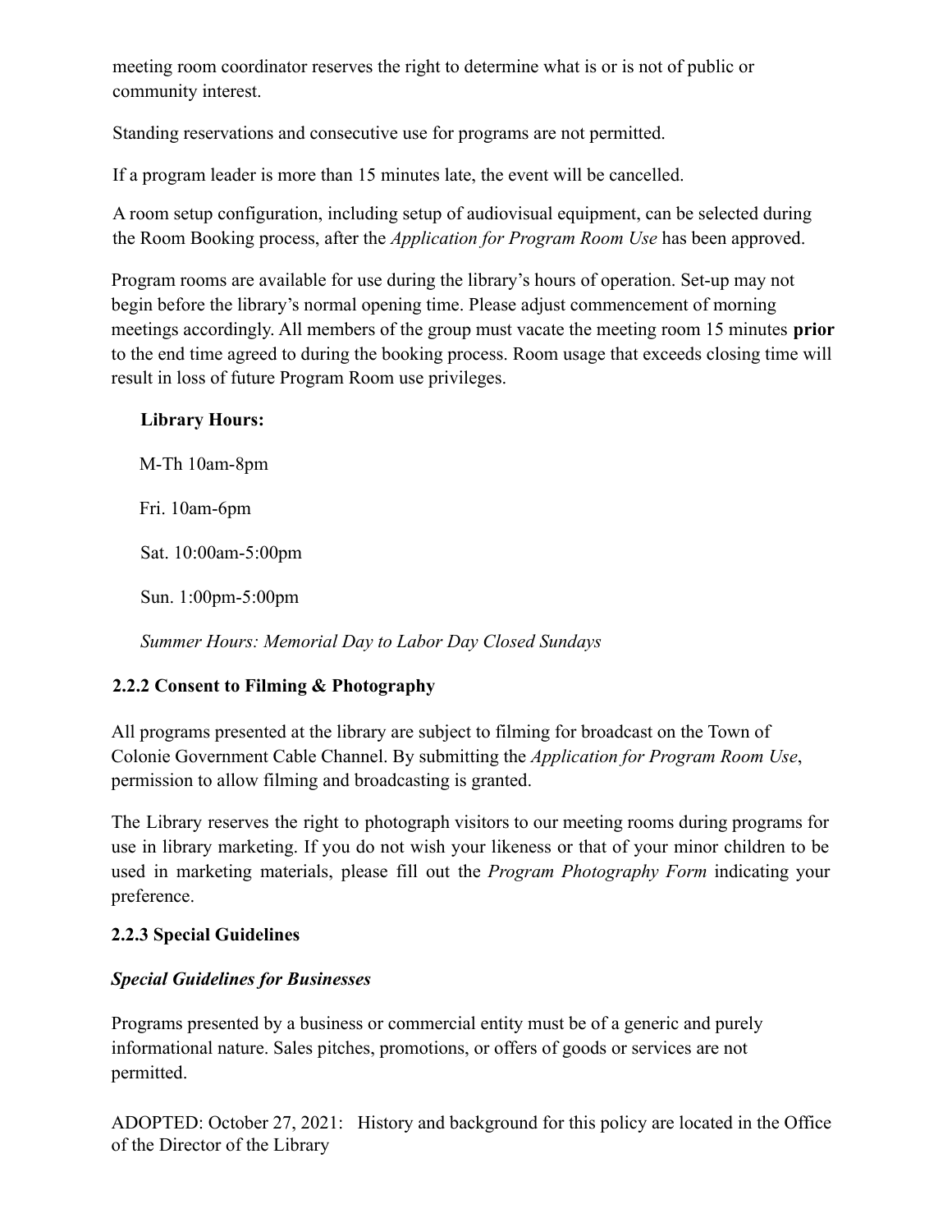meeting room coordinator reserves the right to determine what is or is not of public or community interest.

Standing reservations and consecutive use for programs are not permitted.

If a program leader is more than 15 minutes late, the event will be cancelled.

A room setup configuration, including setup of audiovisual equipment, can be selected during the Room Booking process, after the *Application for Program Room Use* has been approved.

Program rooms are available for use during the library's hours of operation. Set-up may not begin before the library's normal opening time. Please adjust commencement of morning meetings accordingly. All members of the group must vacate the meeting room 15 minutes **prior** to the end time agreed to during the booking process. Room usage that exceeds closing time will result in loss of future Program Room use privileges.

**Library Hours:**

M-Th 10am-8pm

Fri. 10am-6pm

Sat. 10:00am-5:00pm

Sun. 1:00pm-5:00pm

*Summer Hours: Memorial Day to Labor Day Closed Sundays*

### 2.2.2 Consent to Filming & Photography

All programs presented at the library are subject to filming for broadcast on the Town of Colonie Government Cable Channel. By submitting the *Application for Program Room Use*, permission to allow filming and broadcasting is granted.

The Library reserves the right to photograph visitors to our meeting rooms during programs for use in library marketing. If you do not wish your likeness or that of your minor children to be used in marketing materials, please fill out the *Program Photography Form* indicating your preference.

### 2.2.3 Special Guidelines

***Special Guidelines for Businesses***

Programs presented by a business or commercial entity must be of a generic and purely informational nature. Sales pitches, promotions, or offers of goods or services are not permitted.

ADOPTED: October 27, 2021: History and background for this policy are located in the Office of the Director of the Library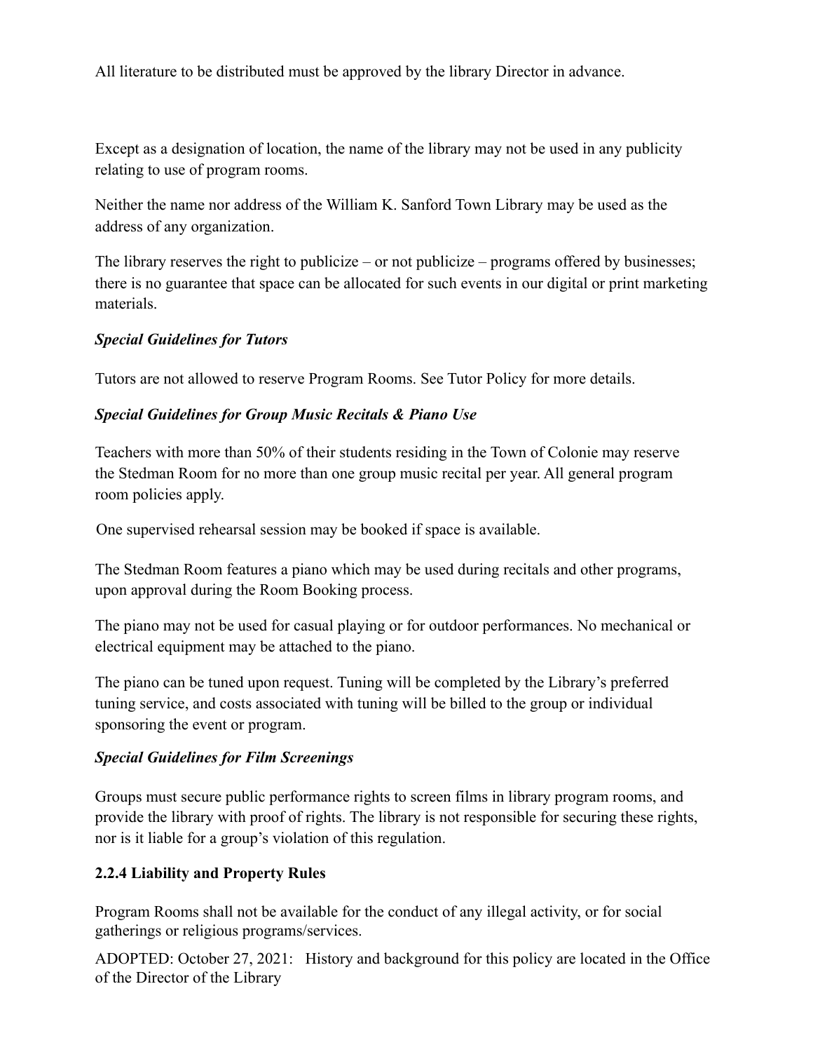All literature to be distributed must be approved by the library Director in advance.

Except as a designation of location, the name of the library may not be used in any publicity relating to use of program rooms.

Neither the name nor address of the William K. Sanford Town Library may be used as the address of any organization.

The library reserves the right to publicize – or not publicize – programs offered by businesses; there is no guarantee that space can be allocated for such events in our digital or print marketing materials.

***Special Guidelines for Tutors***

Tutors are not allowed to reserve Program Rooms. See Tutor Policy for more details.

***Special Guidelines for Group Music Recitals & Piano Use***

Teachers with more than 50% of their students residing in the Town of Colonie may reserve the Stedman Room for no more than one group music recital per year. All general program room policies apply.

One supervised rehearsal session may be booked if space is available.

The Stedman Room features a piano which may be used during recitals and other programs, upon approval during the Room Booking process.

The piano may not be used for casual playing or for outdoor performances. No mechanical or electrical equipment may be attached to the piano.

The piano can be tuned upon request. Tuning will be completed by the Library's preferred tuning service, and costs associated with tuning will be billed to the group or individual sponsoring the event or program.

***Special Guidelines for Film Screenings***

Groups must secure public performance rights to screen films in library program rooms, and provide the library with proof of rights. The library is not responsible for securing these rights, nor is it liable for a group's violation of this regulation.

**2.2.4 Liability and Property Rules**

Program Rooms shall not be available for the conduct of any illegal activity, or for social gatherings or religious programs/services.

ADOPTED: October 27, 2021: History and background for this policy are located in the Office of the Director of the Library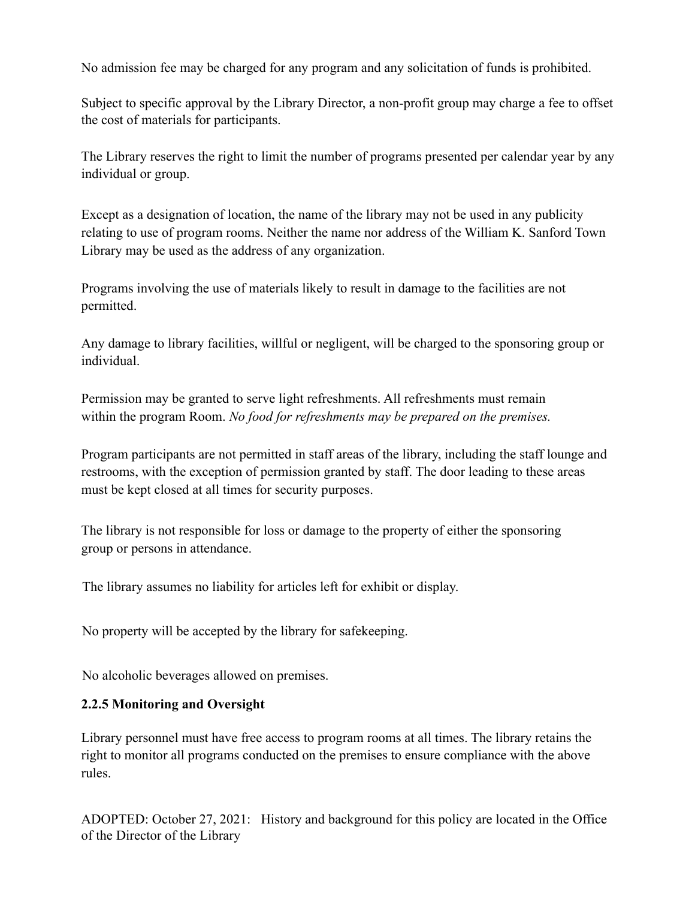No admission fee may be charged for any program and any solicitation of funds is prohibited.

Subject to specific approval by the Library Director, a non-profit group may charge a fee to offset the cost of materials for participants.

The Library reserves the right to limit the number of programs presented per calendar year by any individual or group.

Except as a designation of location, the name of the library may not be used in any publicity relating to use of program rooms. Neither the name nor address of the William K. Sanford Town Library may be used as the address of any organization.

Programs involving the use of materials likely to result in damage to the facilities are not permitted.

Any damage to library facilities, willful or negligent, will be charged to the sponsoring group or individual.

Permission may be granted to serve light refreshments. All refreshments must remain within the program Room. *No food for refreshments may be prepared on the premises.*

Program participants are not permitted in staff areas of the library, including the staff lounge and restrooms, with the exception of permission granted by staff. The door leading to these areas must be kept closed at all times for security purposes.

The library is not responsible for loss or damage to the property of either the sponsoring group or persons in attendance.

The library assumes no liability for articles left for exhibit or display.

No property will be accepted by the library for safekeeping.

No alcoholic beverages allowed on premises.

**2.2.5 Monitoring and Oversight**

Library personnel must have free access to program rooms at all times. The library retains the right to monitor all programs conducted on the premises to ensure compliance with the above rules.

ADOPTED: October 27, 2021: History and background for this policy are located in the Office of the Director of the Library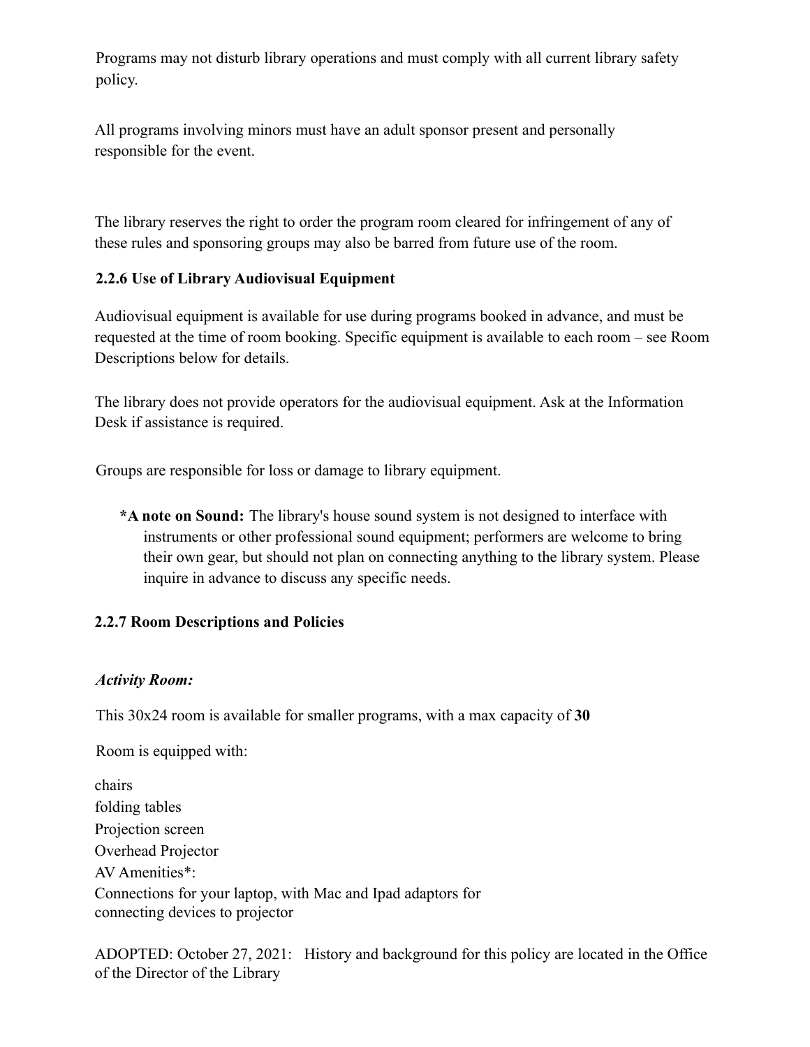Programs may not disturb library operations and must comply with all current library safety policy.

All programs involving minors must have an adult sponsor present and personally responsible for the event.

The library reserves the right to order the program room cleared for infringement of any of these rules and sponsoring groups may also be barred from future use of the room.

### 2.2.6 Use of Library Audiovisual Equipment

Audiovisual equipment is available for use during programs booked in advance, and must be requested at the time of room booking. Specific equipment is available to each room – see Room Descriptions below for details.

The library does not provide operators for the audiovisual equipment. Ask at the Information Desk if assistance is required.

Groups are responsible for loss or damage to library equipment.

> ***A note on Sound:** The library's house sound system is not designed to interface with instruments or other professional sound equipment; performers are welcome to bring their own gear, but should not plan on connecting anything to the library system. Please inquire in advance to discuss any specific needs.

### 2.2.7 Room Descriptions and Policies

***Activity Room:***

This 30x24 room is available for smaller programs, with a max capacity of **30**

Room is equipped with:

chairs
folding tables
Projection screen
Overhead Projector
AV Amenities*:
Connections for your laptop, with Mac and Ipad adaptors for connecting devices to projector

ADOPTED: October 27, 2021: History and background for this policy are located in the Office of the Director of the Library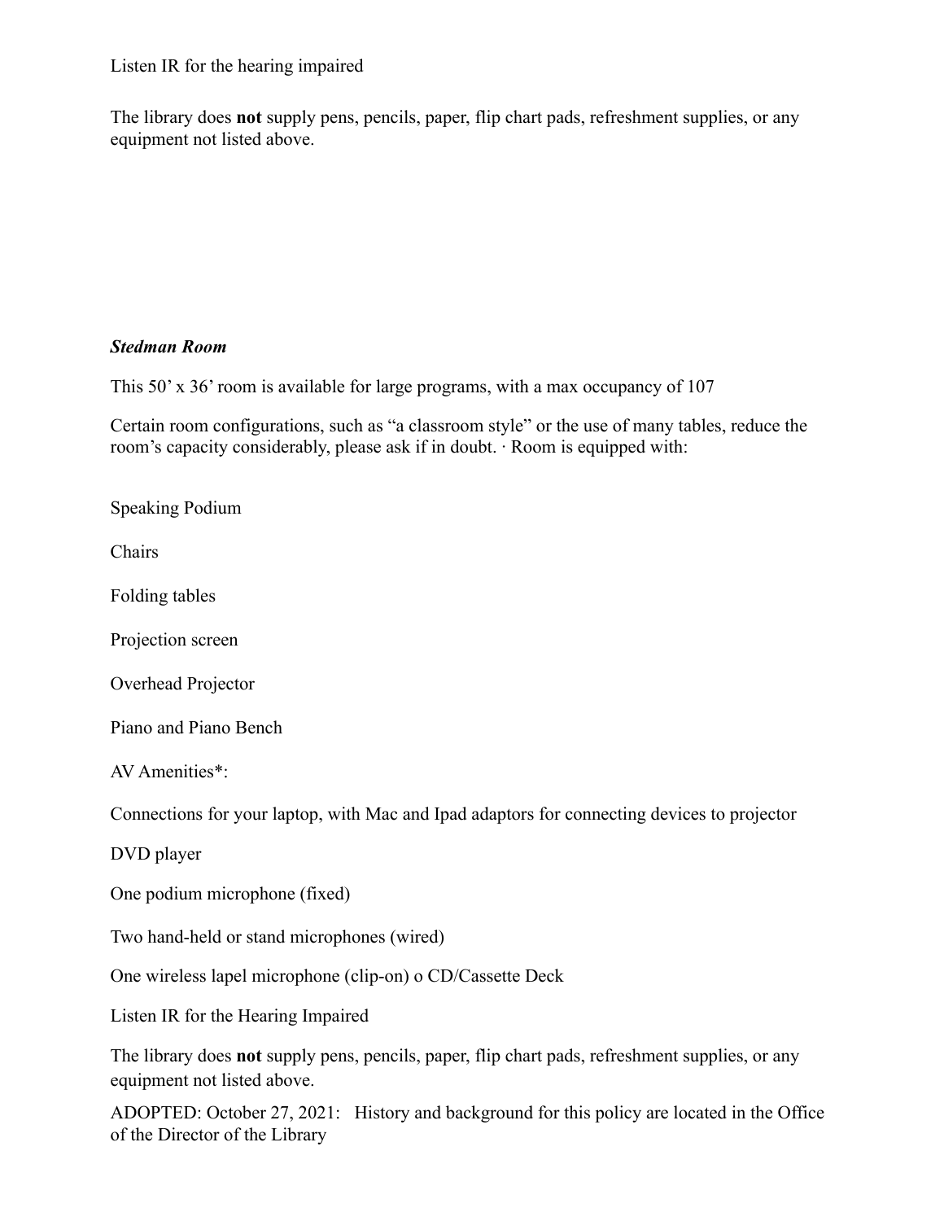Listen IR for the hearing impaired

The library does **not** supply pens, pencils, paper, flip chart pads, refreshment supplies, or any equipment not listed above.

***Stedman Room***

This 50' x 36' room is available for large programs, with a max occupancy of 107

Certain room configurations, such as "a classroom style" or the use of many tables, reduce the room's capacity considerably, please ask if in doubt. · Room is equipped with:

Speaking Podium

Chairs

Folding tables

Projection screen

Overhead Projector

Piano and Piano Bench

AV Amenities*:

Connections for your laptop, with Mac and Ipad adaptors for connecting devices to projector

DVD player

One podium microphone (fixed)

Two hand-held or stand microphones (wired)

One wireless lapel microphone (clip-on) o CD/Cassette Deck

Listen IR for the Hearing Impaired

The library does **not** supply pens, pencils, paper, flip chart pads, refreshment supplies, or any equipment not listed above.

ADOPTED: October 27, 2021: History and background for this policy are located in the Office of the Director of the Library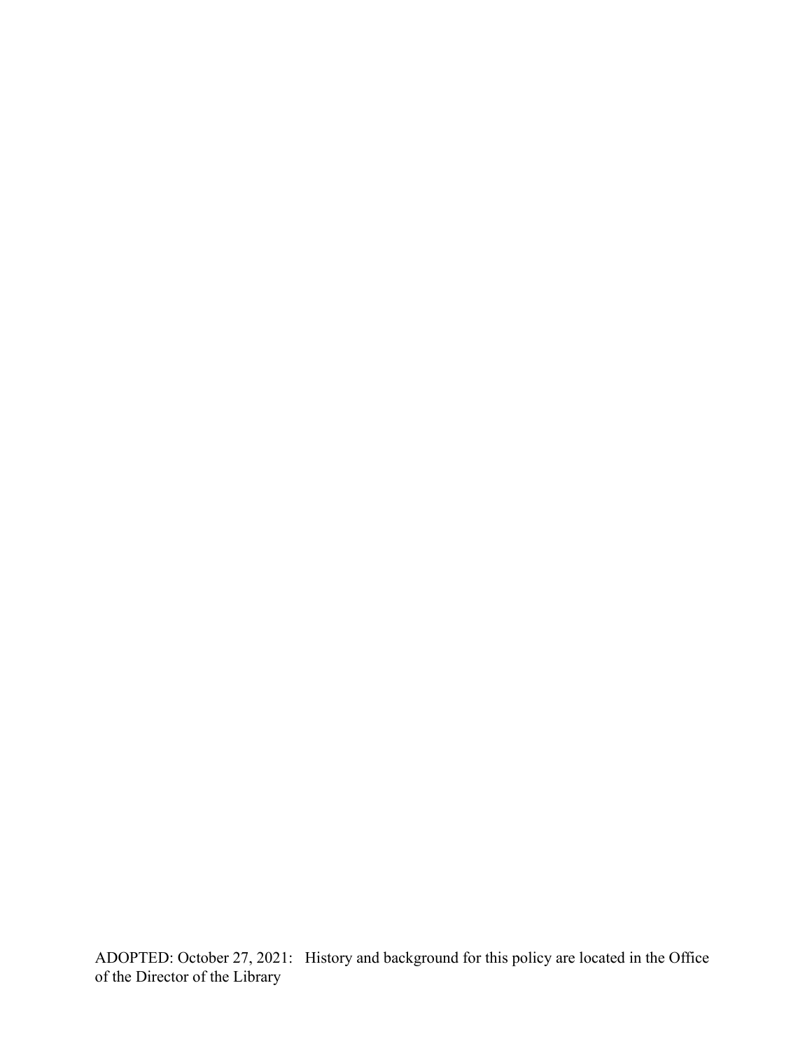ADOPTED: October 27, 2021: History and background for this policy are located in the Office of the Director of the Library